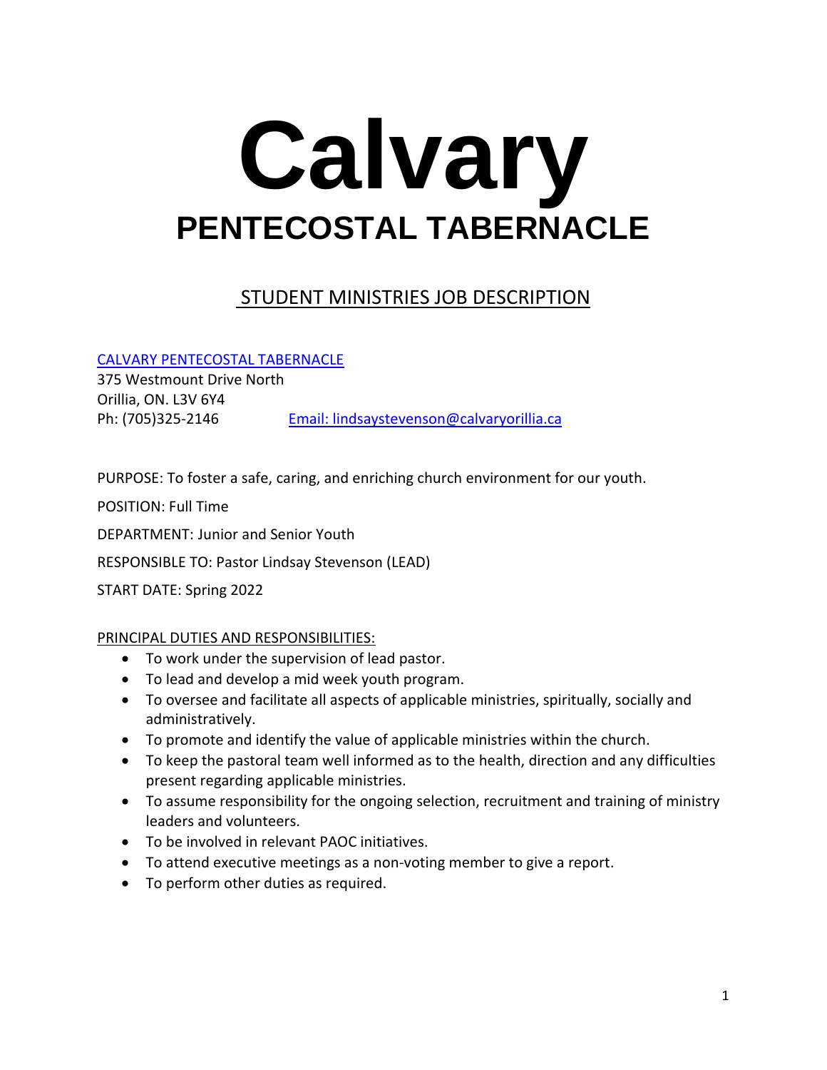# Calvary

## PENTECOSTAL TABERNACLE

### STUDENT MINISTRIES JOB DESCRIPTION

CALVARY PENTECOSTAL TABERNACLE
375 Westmount Drive North
Orillia, ON. L3V 6Y4
Ph: (705)325-2146 Email: lindsaystevenson@calvaryorillia.ca

PURPOSE: To foster a safe, caring, and enriching church environment for our youth.

POSITION: Full Time

DEPARTMENT: Junior and Senior Youth

RESPONSIBLE TO: Pastor Lindsay Stevenson (LEAD)

START DATE: Spring 2022

PRINCIPAL DUTIES AND RESPONSIBILITIES:

- To work under the supervision of lead pastor.
- To lead and develop a mid week youth program.
- To oversee and facilitate all aspects of applicable ministries, spiritually, socially and administratively.
- To promote and identify the value of applicable ministries within the church.
- To keep the pastoral team well informed as to the health, direction and any difficulties present regarding applicable ministries.
- To assume responsibility for the ongoing selection, recruitment and training of ministry leaders and volunteers.
- To be involved in relevant PAOC initiatives.
- To attend executive meetings as a non-voting member to give a report.
- To perform other duties as required.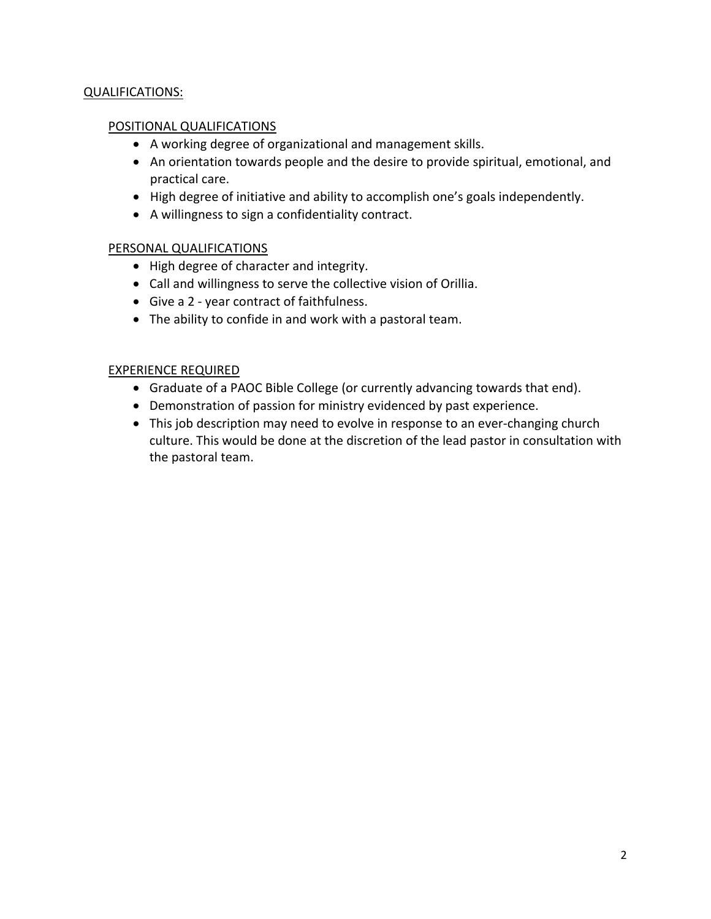## QUALIFICATIONS:

### POSITIONAL QUALIFICATIONS

- A working degree of organizational and management skills.
- An orientation towards people and the desire to provide spiritual, emotional, and practical care.
- High degree of initiative and ability to accomplish one's goals independently.
- A willingness to sign a confidentiality contract.

### PERSONAL QUALIFICATIONS

- High degree of character and integrity.
- Call and willingness to serve the collective vision of Orillia.
- Give a 2 - year contract of faithfulness.
- The ability to confide in and work with a pastoral team.

### EXPERIENCE REQUIRED

- Graduate of a PAOC Bible College (or currently advancing towards that end).
- Demonstration of passion for ministry evidenced by past experience.
- This job description may need to evolve in response to an ever-changing church culture. This would be done at the discretion of the lead pastor in consultation with the pastoral team.